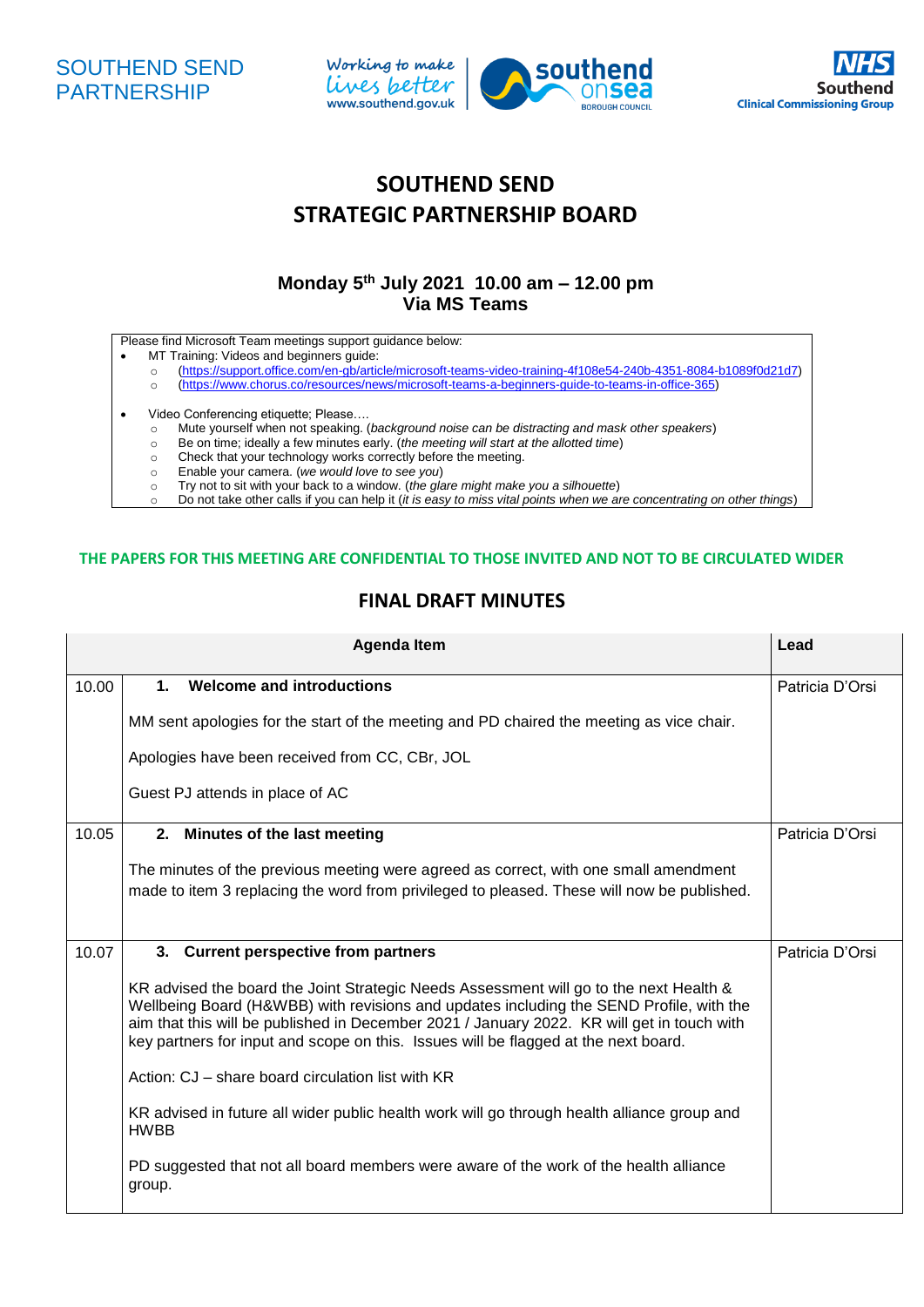SOUTHEND SEND PARTNERSHIP

# SOUTHEND SEND
# STRATEGIC PARTNERSHIP BOARD

### Monday 5th July 2021 10.00 am – 12.00 pm
### Via MS Teams

Please find Microsoft Team meetings support guidance below:

- MT Training: Videos and beginners guide:
  - (https://support.office.com/en-gb/article/microsoft-teams-video-training-4f108e54-240b-4351-8084-b1089f0d21d7)
  - (https://www.chorus.co/resources/news/microsoft-teams-a-beginners-guide-to-teams-in-office-365)
- Video Conferencing etiquette; Please….
  - Mute yourself when not speaking. (*background noise can be distracting and mask other speakers*)
  - Be on time; ideally a few minutes early. (*the meeting will start at the allotted time*)
  - Check that your technology works correctly before the meeting.
  - Enable your camera. (*we would love to see you*)
  - Try not to sit with your back to a window. (*the glare might make you a silhouette*)
  - Do not take other calls if you can help it (*it is easy to miss vital points when we are concentrating on other things*)

**THE PAPERS FOR THIS MEETING ARE CONFIDENTIAL TO THOSE INVITED AND NOT TO BE CIRCULATED WIDER**

## FINAL DRAFT MINUTES

| | Agenda Item | Lead |
|---|---|---|
| 10.00 | **1. Welcome and introductions**<br><br>MM sent apologies for the start of the meeting and PD chaired the meeting as vice chair.<br><br>Apologies have been received from CC, CBr, JOL<br><br>Guest PJ attends in place of AC | Patricia D'Orsi |
| 10.05 | **2. Minutes of the last meeting**<br><br>The minutes of the previous meeting were agreed as correct, with one small amendment made to item 3 replacing the word from privileged to pleased. These will now be published. | Patricia D'Orsi |
| 10.07 | **3. Current perspective from partners**<br><br>KR advised the board the Joint Strategic Needs Assessment will go to the next Health & Wellbeing Board (H&WBB) with revisions and updates including the SEND Profile, with the aim that this will be published in December 2021 / January 2022. KR will get in touch with key partners for input and scope on this. Issues will be flagged at the next board.<br><br>Action: CJ – share board circulation list with KR<br><br>KR advised in future all wider public health work will go through health alliance group and HWBB<br><br>PD suggested that not all board members were aware of the work of the health alliance group. | Patricia D'Orsi |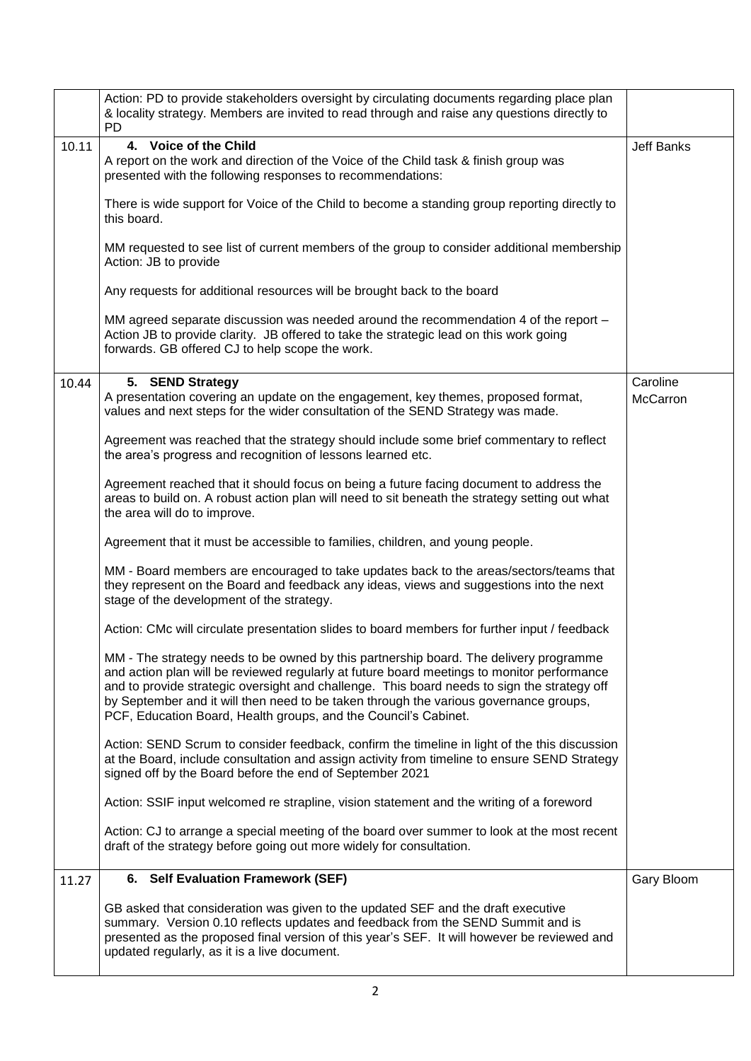| | | |
|---|---|---|
| | Action: PD to provide stakeholders oversight by circulating documents regarding place plan & locality strategy. Members are invited to read through and raise any questions directly to PD | |
| 10.11 | **4. Voice of the Child**<br>A report on the work and direction of the Voice of the Child task & finish group was presented with the following responses to recommendations:<br><br>There is wide support for Voice of the Child to become a standing group reporting directly to this board.<br><br>MM requested to see list of current members of the group to consider additional membership Action: JB to provide<br><br>Any requests for additional resources will be brought back to the board<br><br>MM agreed separate discussion was needed around the recommendation 4 of the report – Action JB to provide clarity. JB offered to take the strategic lead on this work going forwards. GB offered CJ to help scope the work. | Jeff Banks |
| 10.44 | **5. SEND Strategy**<br>A presentation covering an update on the engagement, key themes, proposed format, values and next steps for the wider consultation of the SEND Strategy was made.<br><br>Agreement was reached that the strategy should include some brief commentary to reflect the area's progress and recognition of lessons learned etc.<br><br>Agreement reached that it should focus on being a future facing document to address the areas to build on. A robust action plan will need to sit beneath the strategy setting out what the area will do to improve.<br><br>Agreement that it must be accessible to families, children, and young people.<br><br>MM - Board members are encouraged to take updates back to the areas/sectors/teams that they represent on the Board and feedback any ideas, views and suggestions into the next stage of the development of the strategy.<br><br>Action: CMc will circulate presentation slides to board members for further input / feedback<br><br>MM - The strategy needs to be owned by this partnership board. The delivery programme and action plan will be reviewed regularly at future board meetings to monitor performance and to provide strategic oversight and challenge. This board needs to sign the strategy off by September and it will then need to be taken through the various governance groups, PCF, Education Board, Health groups, and the Council's Cabinet.<br><br>Action: SEND Scrum to consider feedback, confirm the timeline in light of the this discussion at the Board, include consultation and assign activity from timeline to ensure SEND Strategy signed off by the Board before the end of September 2021<br><br>Action: SSIF input welcomed re strapline, vision statement and the writing of a foreword<br><br>Action: CJ to arrange a special meeting of the board over summer to look at the most recent draft of the strategy before going out more widely for consultation. | Caroline McCarron |
| 11.27 | **6. Self Evaluation Framework (SEF)**<br><br>GB asked that consideration was given to the updated SEF and the draft executive summary. Version 0.10 reflects updates and feedback from the SEND Summit and is presented as the proposed final version of this year's SEF. It will however be reviewed and updated regularly, as it is a live document. | Gary Bloom |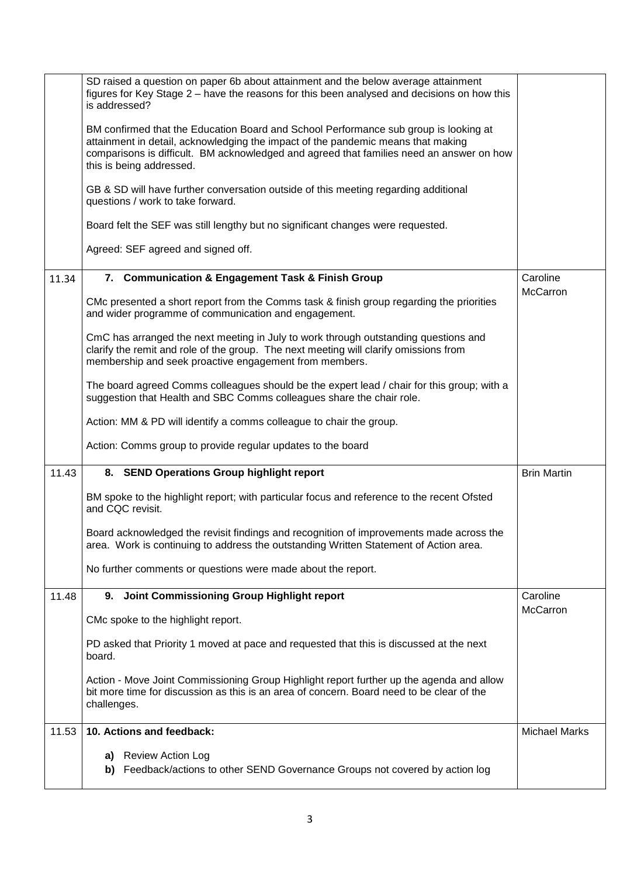| | | |
|---|---|---|
| | SD raised a question on paper 6b about attainment and the below average attainment figures for Key Stage 2 – have the reasons for this been analysed and decisions on how this is addressed?<br><br>BM confirmed that the Education Board and School Performance sub group is looking at attainment in detail, acknowledging the impact of the pandemic means that making comparisons is difficult. BM acknowledged and agreed that families need an answer on how this is being addressed.<br><br>GB & SD will have further conversation outside of this meeting regarding additional questions / work to take forward.<br><br>Board felt the SEF was still lengthy but no significant changes were requested.<br><br>Agreed: SEF agreed and signed off. | |
| 11.34 | **7. Communication & Engagement Task & Finish Group**<br><br>CMc presented a short report from the Comms task & finish group regarding the priorities and wider programme of communication and engagement.<br><br>CmC has arranged the next meeting in July to work through outstanding questions and clarify the remit and role of the group. The next meeting will clarify omissions from membership and seek proactive engagement from members.<br><br>The board agreed Comms colleagues should be the expert lead / chair for this group; with a suggestion that Health and SBC Comms colleagues share the chair role.<br><br>Action: MM & PD will identify a comms colleague to chair the group.<br><br>Action: Comms group to provide regular updates to the board | Caroline McCarron |
| 11.43 | **8. SEND Operations Group highlight report**<br><br>BM spoke to the highlight report; with particular focus and reference to the recent Ofsted and CQC revisit.<br><br>Board acknowledged the revisit findings and recognition of improvements made across the area. Work is continuing to address the outstanding Written Statement of Action area.<br><br>No further comments or questions were made about the report. | Brin Martin |
| 11.48 | **9. Joint Commissioning Group Highlight report**<br><br>CMc spoke to the highlight report.<br><br>PD asked that Priority 1 moved at pace and requested that this is discussed at the next board.<br><br>Action - Move Joint Commissioning Group Highlight report further up the agenda and allow bit more time for discussion as this is an area of concern. Board need to be clear of the challenges. | Caroline McCarron |
| 11.53 | **10. Actions and feedback:**<br><br>**a)** Review Action Log<br>**b)** Feedback/actions to other SEND Governance Groups not covered by action log | Michael Marks |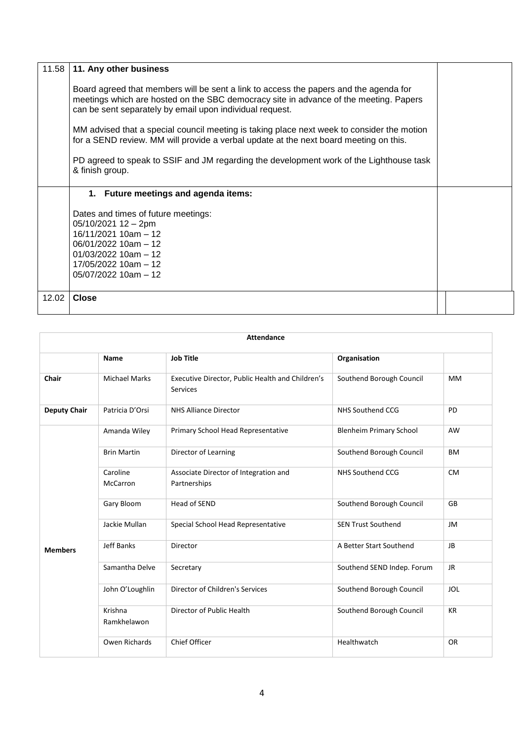| | | |
|---|---|---|
| 11.58 | **11. Any other business**<br><br>Board agreed that members will be sent a link to access the papers and the agenda for meetings which are hosted on the SBC democracy site in advance of the meeting. Papers can be sent separately by email upon individual request.<br><br>MM advised that a special council meeting is taking place next week to consider the motion for a SEND review. MM will provide a verbal update at the next board meeting on this.<br><br>PD agreed to speak to SSIF and JM regarding the development work of the Lighthouse task & finish group. | |
| | **1. Future meetings and agenda items:**<br><br>Dates and times of future meetings:<br>05/10/2021 12 – 2pm<br>16/11/2021 10am – 12<br>06/01/2022 10am – 12<br>01/03/2022 10am – 12<br>17/05/2022 10am – 12<br>05/07/2022 10am – 12 | |
| 12.02 | **Close** | |

| **Attendance** | | | | |
|---|---|---|---|---|
| | **Name** | **Job Title** | **Organisation** | |
| **Chair** | Michael Marks | Executive Director, Public Health and Children's Services | Southend Borough Council | MM |
| **Deputy Chair** | Patricia D'Orsi | NHS Alliance Director | NHS Southend CCG | PD |
| **Members** | Amanda Wiley | Primary School Head Representative | Blenheim Primary School | AW |
| | Brin Martin | Director of Learning | Southend Borough Council | BM |
| | Caroline McCarron | Associate Director of Integration and Partnerships | NHS Southend CCG | CM |
| | Gary Bloom | Head of SEND | Southend Borough Council | GB |
| | Jackie Mullan | Special School Head Representative | SEN Trust Southend | JM |
| | Jeff Banks | Director | A Better Start Southend | JB |
| | Samantha Delve | Secretary | Southend SEND Indep. Forum | JR |
| | John O'Loughlin | Director of Children's Services | Southend Borough Council | JOL |
| | Krishna Ramkhelawon | Director of Public Health | Southend Borough Council | KR |
| | Owen Richards | Chief Officer | Healthwatch | OR |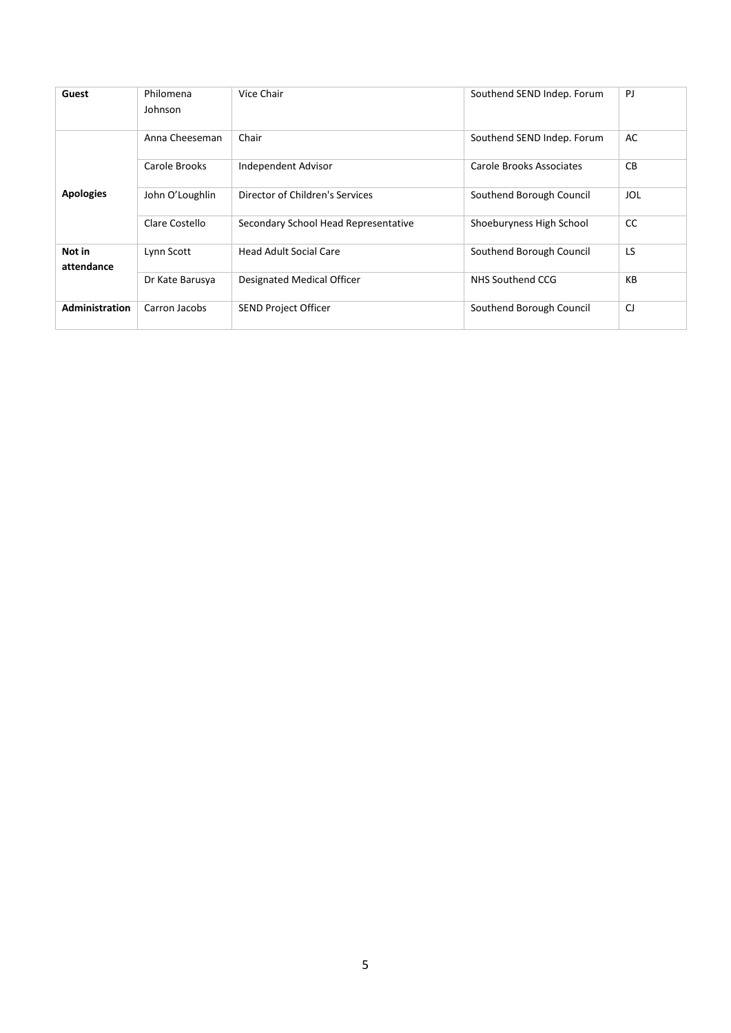| | | | | |
|---|---|---|---|---|
| **Guest** | Philomena Johnson | Vice Chair | Southend SEND Indep. Forum | PJ |
| **Apologies** | Anna Cheeseman | Chair | Southend SEND Indep. Forum | AC |
| | Carole Brooks | Independent Advisor | Carole Brooks Associates | CB |
| | John O'Loughlin | Director of Children's Services | Southend Borough Council | JOL |
| | Clare Costello | Secondary School Head Representative | Shoeburyness High School | CC |
| **Not in attendance** | Lynn Scott | Head Adult Social Care | Southend Borough Council | LS |
| | Dr Kate Barusya | Designated Medical Officer | NHS Southend CCG | KB |
| **Administration** | Carron Jacobs | SEND Project Officer | Southend Borough Council | CJ |